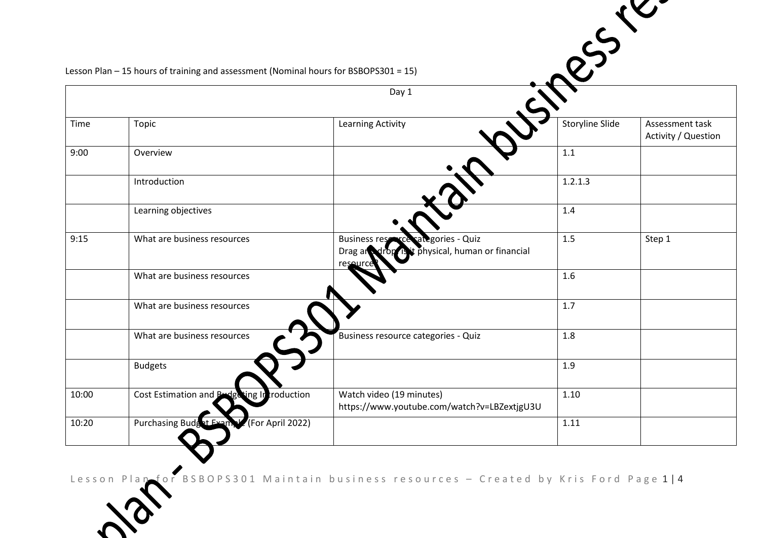Lesson Plan – 15 hours of training and assessment (Nominal hours for BSBOPS301 = 15)

| Day 1 | | | | |
|---|---|---|---|---|
| Time | Topic | Learning Activity | Storyline Slide | Assessment task Activity / Question |
| 9:00 | Overview | | 1.1 | |
| | Introduction | | 1.2.1.3 | |
| | Learning objectives | | 1.4 | |
| 9:15 | What are business resources | Business resource categories - Quiz<br>Drag and drop: is it physical, human or financial resource? | 1.5 | Step 1 |
| | What are business resources | | 1.6 | |
| | What are business resources | | 1.7 | |
| | What are business resources | Business resource categories - Quiz | 1.8 | |
| | Budgets | | 1.9 | |
| 10:00 | Cost Estimation and Budgeting Introduction | Watch video (19 minutes)<br>https://www.youtube.com/watch?v=LBZextjgU3U | 1.10 | |
| 10:20 | Purchasing Budget Example (For April 2022) | | 1.11 | |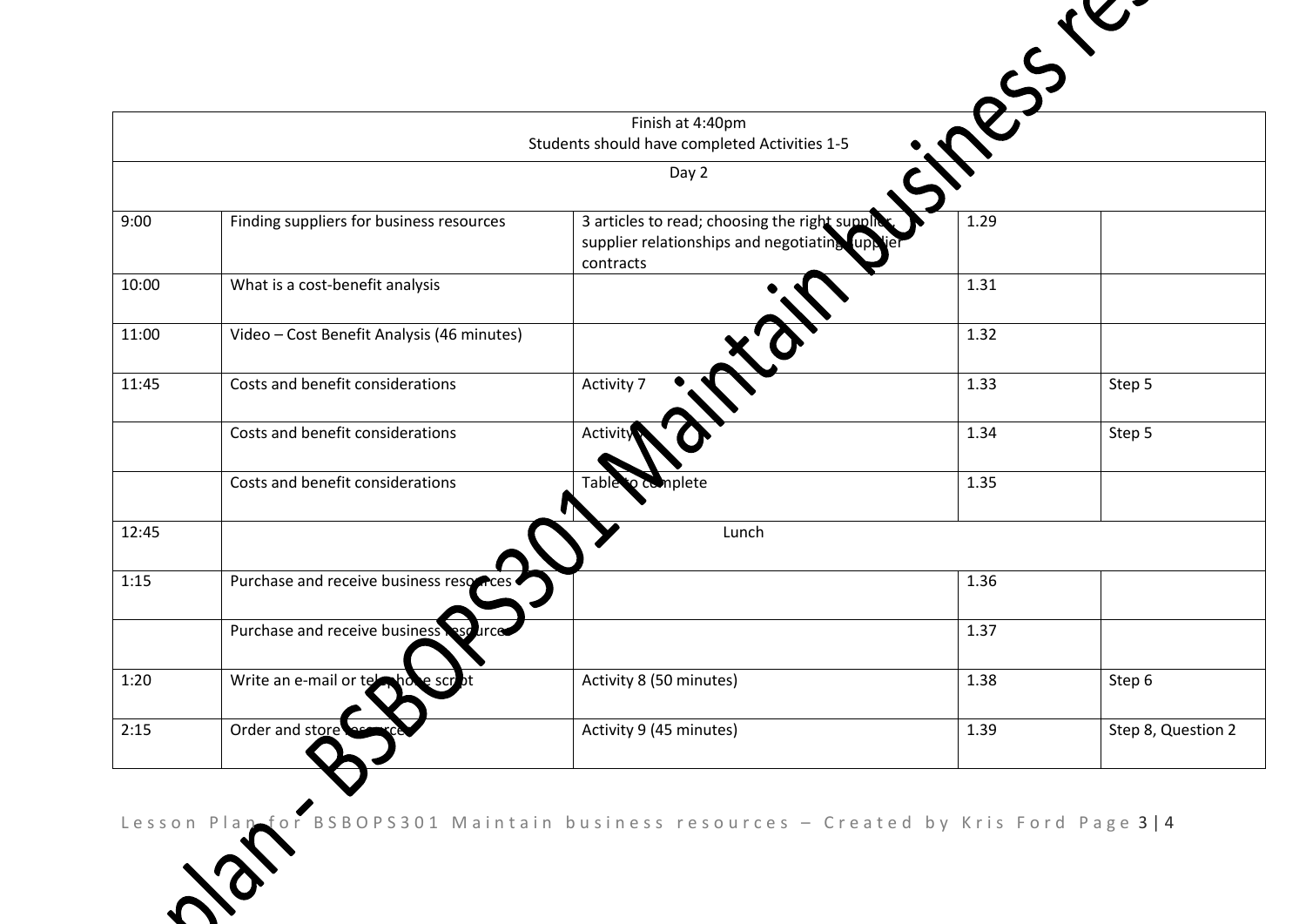| | | | | |
|---|---|---|---|---|
| Finish at 4:40pm<br>Students should have completed Activities 1-5 | | | | |
| Day 2 | | | | |
| 9:00 | Finding suppliers for business resources | 3 articles to read; choosing the right supplier, supplier relationships and negotiating supplier contracts | 1.29 | |
| 10:00 | What is a cost-benefit analysis | | 1.31 | |
| 11:00 | Video – Cost Benefit Analysis (46 minutes) | | 1.32 | |
| 11:45 | Costs and benefit considerations | Activity 7 | 1.33 | Step 5 |
| | Costs and benefit considerations | Activity 7 | 1.34 | Step 5 |
| | Costs and benefit considerations | Table to complete | 1.35 | |
| 12:45 | Lunch | | | |
| 1:15 | Purchase and receive business resources | | 1.36 | |
| | Purchase and receive business resources | | 1.37 | |
| 1:20 | Write an e-mail or telephone script | Activity 8 (50 minutes) | 1.38 | Step 6 |
| 2:15 | Order and store resources | Activity 9 (45 minutes) | 1.39 | Step 8, Question 2 |